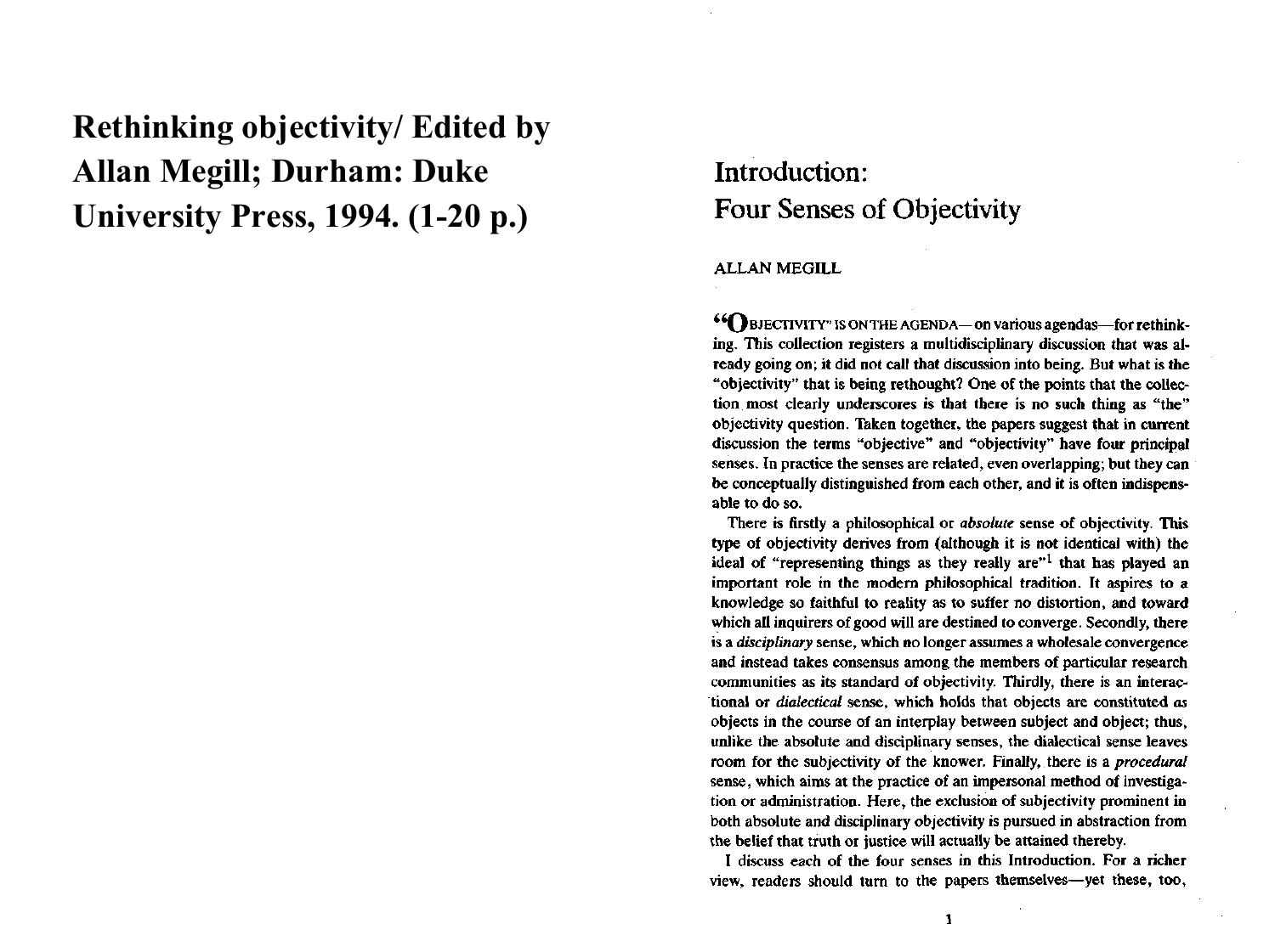# Rethinking objectivity/ Edited by Allan Megill; Durham: Duke University Press, 1994. (1-20 p.)

## Introduction: Four Senses of Objectivity

ALLAN MEGILL

"OBJECTIVITY" IS ON THE AGENDA—on various agendas—for rethinking. This collection registers a multidisciplinary discussion that was already going on; it did not call that discussion into being. But what is the "objectivity" that is being rethought? One of the points that the collection most clearly underscores is that there is no such thing as "the" objectivity question. Taken together, the papers suggest that in current discussion the terms "objective" and "objectivity" have four principal senses. In practice the senses are related, even overlapping; but they can be conceptually distinguished from each other, and it is often indispensable to do so.

There is firstly a philosophical or *absolute* sense of objectivity. This type of objectivity derives from (although it is not identical with) the ideal of "representing things as they really are"[1] that has played an important role in the modern philosophical tradition. It aspires to a knowledge so faithful to reality as to suffer no distortion, and toward which all inquirers of good will are destined to converge. Secondly, there is a *disciplinary* sense, which no longer assumes a wholesale convergence and instead takes consensus among the members of particular research communities as its standard of objectivity. Thirdly, there is an interactional or *dialectical* sense, which holds that objects are constituted *as* objects in the course of an interplay between subject and object; thus, unlike the absolute and disciplinary senses, the dialectical sense leaves room for the subjectivity of the knower. Finally, there is a *procedural* sense, which aims at the practice of an impersonal method of investigation or administration. Here, the exclusion of subjectivity prominent in both absolute and disciplinary objectivity is pursued in abstraction from the belief that truth or justice will actually be attained thereby.

I discuss each of the four senses in this Introduction. For a richer view, readers should turn to the papers themselves—yet these, too,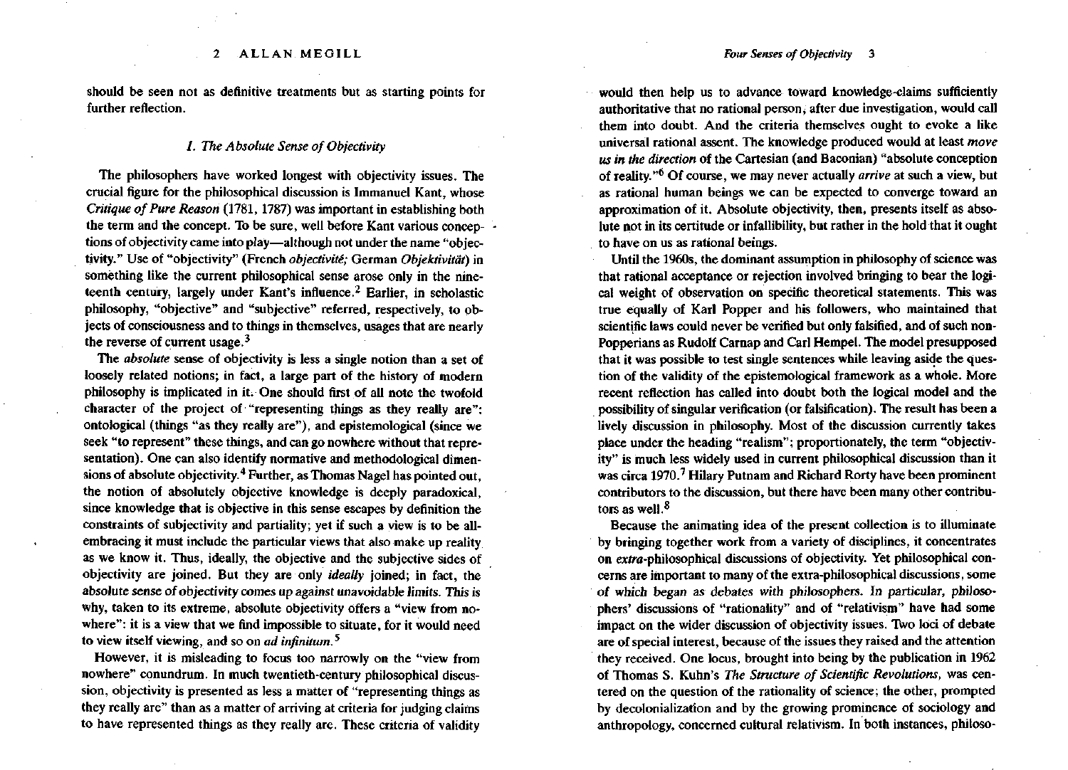should be seen not as definitive treatments but as starting points for further reflection.

### *I. The Absolute Sense of Objectivity*

The philosophers have worked longest with objectivity issues. The crucial figure for the philosophical discussion is Immanuel Kant, whose *Critique of Pure Reason* (1781, 1787) was important in establishing both the term and the concept. To be sure, well before Kant various conceptions of objectivity came into play—although not under the name "objectivity." Use of "objectivity" (French *objectivité;* German *Objektivität*) in something like the current philosophical sense arose only in the nineteenth century, largely under Kant's influence.[2] Earlier, in scholastic philosophy, "objective" and "subjective" referred, respectively, to objects of consciousness and to things in themselves, usages that are nearly the reverse of current usage.[3]

The *absolute* sense of objectivity is less a single notion than a set of loosely related notions; in fact, a large part of the history of modern philosophy is implicated in it. One should first of all note the twofold character of the project of "representing things as they really are": ontological (things "as they really are"), and epistemological (since we seek "to represent" these things, and can go nowhere without that representation). One can also identify normative and methodological dimensions of absolute objectivity.[4] Further, as Thomas Nagel has pointed out, the notion of absolutely objective knowledge is deeply paradoxical, since knowledge that is objective in this sense escapes by definition the constraints of subjectivity and partiality; yet if such a view is to be all-embracing it must include the particular views that also make up reality as we know it. Thus, ideally, the objective and the subjective sides of objectivity are joined. But they are only *ideally* joined; in fact, the absolute sense of objectivity comes up against unavoidable limits. This is why, taken to its extreme, absolute objectivity offers a "view from nowhere": it is a view that we find impossible to situate, for it would need to view itself viewing, and so on *ad infinitum.*[5]

However, it is misleading to focus too narrowly on the "view from nowhere" conundrum. In much twentieth-century philosophical discussion, objectivity is presented as less a matter of "representing things as they really are" than as a matter of arriving at criteria for judging claims to have represented things as they really are. These criteria of validity would then help us to advance toward knowledge-claims sufficiently authoritative that no rational person, after due investigation, would call them into doubt. And the criteria themselves ought to evoke a like universal rational assent. The knowledge produced would at least *move us in the direction* of the Cartesian (and Baconian) "absolute conception of reality."[6] Of course, we may never actually *arrive* at such a view, but as rational human beings we can be expected to converge toward an approximation of it. Absolute objectivity, then, presents itself as absolute not in its certitude or infallibility, but rather in the hold that it ought to have on us as rational beings.

Until the 1960s, the dominant assumption in philosophy of science was that rational acceptance or rejection involved bringing to bear the logical weight of observation on specific theoretical statements. This was true equally of Karl Popper and his followers, who maintained that scientific laws could never be verified but only falsified, and of such non-Popperians as Rudolf Carnap and Carl Hempel. The model presupposed that it was possible to test single sentences while leaving aside the question of the validity of the epistemological framework as a whole. More recent reflection has called into doubt both the logical model and the possibility of singular verification (or falsification). The result has been a lively discussion in philosophy. Most of the discussion currently takes place under the heading "realism"; proportionately, the term "objectivity" is much less widely used in current philosophical discussion than it was circa 1970.[7] Hilary Putnam and Richard Rorty have been prominent contributors to the discussion, but there have been many other contributors as well.[8]

Because the animating idea of the present collection is to illuminate by bringing together work from a variety of disciplines, it concentrates on *extra*-philosophical discussions of objectivity. Yet philosophical concerns are important to many of the extra-philosophical discussions, some of which began as debates with philosophers. In particular, philosophers' discussions of "rationality" and of "relativism" have had some impact on the wider discussion of objectivity issues. Two loci of debate are of special interest, because of the issues they raised and the attention they received. One locus, brought into being by the publication in 1962 of Thomas S. Kuhn's *The Structure of Scientific Revolutions,* was centered on the question of the rationality of science; the other, prompted by decolonialization and by the growing prominence of sociology and anthropology, concerned cultural relativism. In both instances, philoso-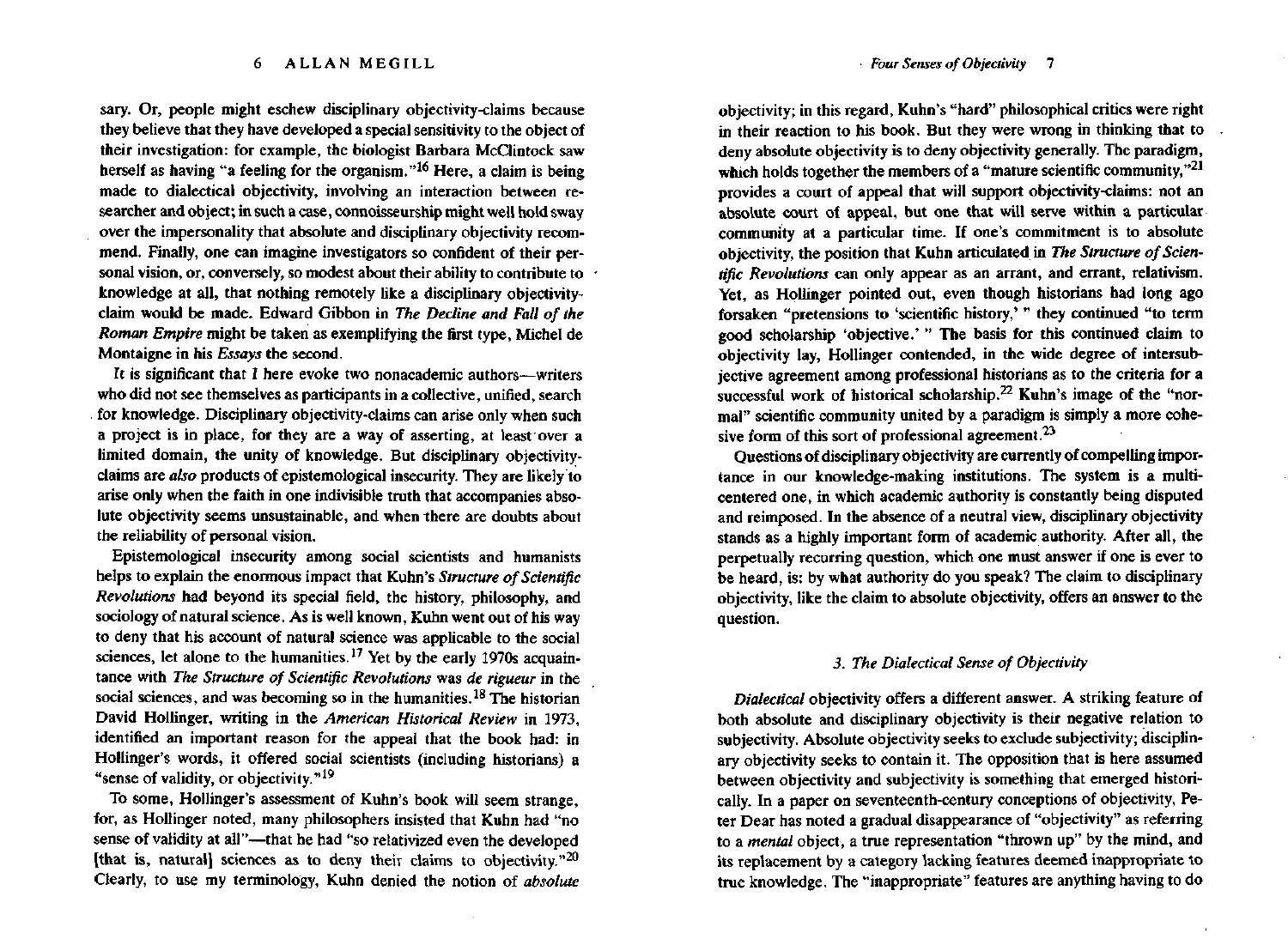sary. Or, people might eschew disciplinary objectivity-claims because they believe that they have developed a special sensitivity to the object of their investigation: for example, the biologist Barbara McClintock saw herself as having "a feeling for the organism."[16] Here, a claim is being made to dialectical objectivity, involving an interaction between researcher and object; in such a case, connoisseurship might well hold sway over the impersonality that absolute and disciplinary objectivity recommend. Finally, one can imagine investigators so confident of their personal vision, or, conversely, so modest about their ability to contribute to knowledge at all, that nothing remotely like a disciplinary objectivity-claim would be made. Edward Gibbon in *The Decline and Fall of the Roman Empire* might be taken as exemplifying the first type, Michel de Montaigne in his *Essays* the second.

It is significant that I here evoke two nonacademic authors—writers who did not see themselves as participants in a collective, unified, search for knowledge. Disciplinary objectivity-claims can arise only when such a project is in place, for they are a way of asserting, at least over a limited domain, the unity of knowledge. But disciplinary objectivity-claims are *also* products of epistemological insecurity. They are likely to arise only when the faith in one indivisible truth that accompanies absolute objectivity seems unsustainable, and when there are doubts about the reliability of personal vision.

Epistemological insecurity among social scientists and humanists helps to explain the enormous impact that Kuhn's *Structure of Scientific Revolutions* had beyond its special field, the history, philosophy, and sociology of natural science. As is well known, Kuhn went out of his way to deny that his account of natural science was applicable to the social sciences, let alone to the humanities.[17] Yet by the early 1970s acquaintance with *The Structure of Scientific Revolutions* was *de rigueur* in the social sciences, and was becoming so in the humanities.[18] The historian David Hollinger, writing in the *American Historical Review* in 1973, identified an important reason for the appeal that the book had: in Hollinger's words, it offered social scientists (including historians) a "sense of validity, or objectivity."[19]

To some, Hollinger's assessment of Kuhn's book will seem strange, for, as Hollinger noted, many philosophers insisted that Kuhn had "no sense of validity at all"—that he had "so relativized even the developed [that is, natural] sciences as to deny their claims to objectivity."[20] Clearly, to use my terminology, Kuhn denied the notion of *absolute* objectivity; in this regard, Kuhn's "hard" philosophical critics were right in their reaction to his book. But they were wrong in thinking that to deny absolute objectivity is to deny objectivity generally. The paradigm, which holds together the members of a "mature scientific community,"[21] provides a court of appeal that will support objectivity-claims: not an absolute court of appeal, but one that will serve within a particular community at a particular time. If one's commitment is to absolute objectivity, the position that Kuhn articulated in *The Structure of Scientific Revolutions* can only appear as an arrant, and errant, relativism. Yet, as Hollinger pointed out, even though historians had long ago forsaken "pretensions to 'scientific history,' " they continued "to term good scholarship 'objective.' " The basis for this continued claim to objectivity lay, Hollinger contended, in the wide degree of intersubjective agreement among professional historians as to the criteria for a successful work of historical scholarship.[22] Kuhn's image of the "normal" scientific community united by a paradigm is simply a more cohesive form of this sort of professional agreement.[23]

Questions of disciplinary objectivity are currently of compelling importance in our knowledge-making institutions. The system is a multicentered one, in which academic authority is constantly being disputed and reimposed. In the absence of a neutral view, disciplinary objectivity stands as a highly important form of academic authority. After all, the perpetually recurring question, which one must answer if one is ever to be heard, is: by what authority do you speak? The claim to disciplinary objectivity, like the claim to absolute objectivity, offers an answer to the question.

### 3. The Dialectical Sense of Objectivity

*Dialectical* objectivity offers a different answer. A striking feature of both absolute and disciplinary objectivity is their negative relation to subjectivity. Absolute objectivity seeks to exclude subjectivity; disciplinary objectivity seeks to contain it. The opposition that is here assumed between objectivity and subjectivity is something that emerged historically. In a paper on seventeenth-century conceptions of objectivity, Peter Dear has noted a gradual disappearance of "objectivity" as referring to a *mental* object, a true representation "thrown up" by the mind, and its replacement by a category lacking features deemed inappropriate to true knowledge. The "inappropriate" features are anything having to do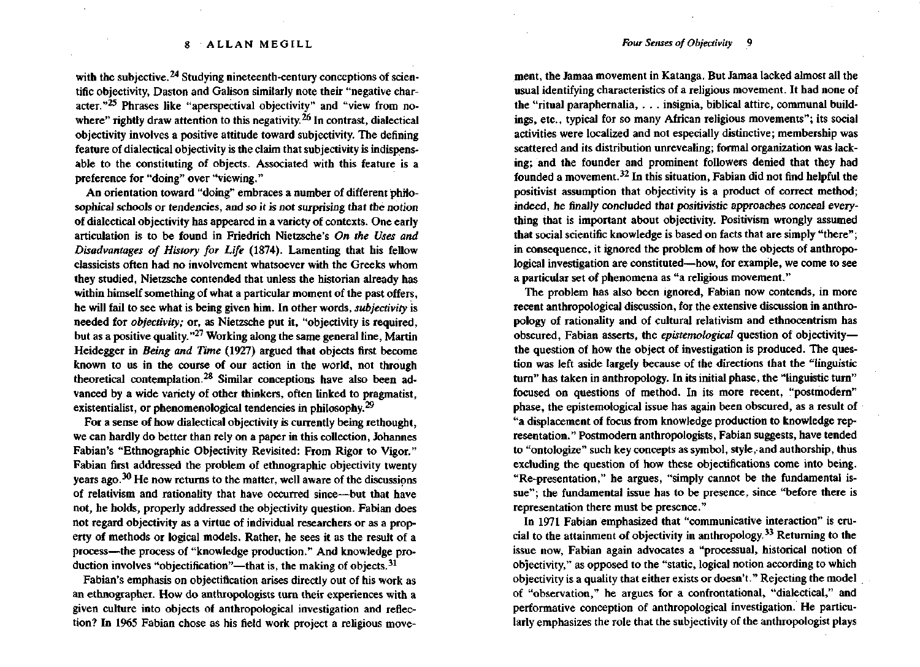with the subjective.[24] Studying nineteenth-century conceptions of scientific objectivity, Daston and Galison similarly note their "negative character."[25] Phrases like "aperspectival objectivity" and "view from nowhere" rightly draw attention to this negativity.[26] In contrast, dialectical objectivity involves a positive attitude toward subjectivity. The defining feature of dialectical objectivity is the claim that subjectivity is indispensable to the constituting of objects. Associated with this feature is a preference for "doing" over "viewing."

An orientation toward "doing" embraces a number of different philosophical schools or tendencies, and so it is not surprising that the notion of dialectical objectivity has appeared in a variety of contexts. One early articulation is to be found in Friedrich Nietzsche's *On the Uses and Disadvantages of History for Life* (1874). Lamenting that his fellow classicists often had no involvement whatsoever with the Greeks whom they studied, Nietzsche contended that unless the historian already has within himself something of what a particular moment of the past offers, he will fail to see what is being given him. In other words, *subjectivity* is needed for *objectivity;* or, as Nietzsche put it, "objectivity is required, but as a positive quality."[27] Working along the same general line, Martin Heidegger in *Being and Time* (1927) argued that objects first become known to us in the course of our action in the world, not through theoretical contemplation.[28] Similar conceptions have also been advanced by a wide variety of other thinkers, often linked to pragmatist, existentialist, or phenomenological tendencies in philosophy.[29]

For a sense of how dialectical objectivity is currently being rethought, we can hardly do better than rely on a paper in this collection, Johannes Fabian's "Ethnographic Objectivity Revisited: From Rigor to Vigor." Fabian first addressed the problem of ethnographic objectivity twenty years ago.[30] He now returns to the matter, well aware of the discussions of relativism and rationality that have occurred since—but that have not, he holds, properly addressed the objectivity question. Fabian does not regard objectivity as a virtue of individual researchers or as a property of methods or logical models. Rather, he sees it as the result of a process—the process of "knowledge production." And knowledge production involves "objectification"—that is, the making of objects.[31]

Fabian's emphasis on objectification arises directly out of his work as an ethnographer. How do anthropologists turn their experiences with a given culture into objects of anthropological investigation and reflection? In 1965 Fabian chose as his field work project a religious movement, the Jamaa movement in Katanga. But Jamaa lacked almost all the usual identifying characteristics of a religious movement. It had none of the "ritual paraphernalia, . . . insignia, biblical attire, communal buildings, etc., typical for so many African religious movements"; its social activities were localized and not especially distinctive; membership was scattered and its distribution unrevealing; formal organization was lacking; and the founder and prominent followers denied that they had founded a movement.[32] In this situation, Fabian did not find helpful the positivist assumption that objectivity is a product of correct method; indeed, he finally concluded that positivistic approaches conceal everything that is important about objectivity. Positivism wrongly assumed that social scientific knowledge is based on facts that are simply "there"; in consequence, it ignored the problem of how the objects of anthropological investigation are constituted—how, for example, we come to see a particular set of phenomena as "a religious movement."

The problem has also been ignored, Fabian now contends, in more recent anthropological discussion, for the extensive discussion in anthropology of rationality and of cultural relativism and ethnocentrism has obscured, Fabian asserts, the *epistemological* question of objectivity—the question of how the object of investigation is produced. The question was left aside largely because of the directions that the "linguistic turn" has taken in anthropology. In its initial phase, the "linguistic turn" focused on questions of method. In its more recent, "postmodern" phase, the epistemological issue has again been obscured, as a result of "a displacement of focus from knowledge production to knowledge representation." Postmodern anthropologists, Fabian suggests, have tended to "ontologize" such key concepts as symbol, style, and authorship, thus excluding the question of how these objectifications come into being. "Re-presentation," he argues, "simply cannot be the fundamental issue"; the fundamental issue has to be presence, since "before there is representation there must be presence."

In 1971 Fabian emphasized that "communicative interaction" is crucial to the attainment of objectivity in anthropology.[33] Returning to the issue now, Fabian again advocates a "processual, historical notion of objectivity," as opposed to the "static, logical notion according to which objectivity is a quality that either exists or doesn't." Rejecting the model of "observation," he argues for a confrontational, "dialectical," and performative conception of anthropological investigation. He particularly emphasizes the role that the subjectivity of the anthropologist plays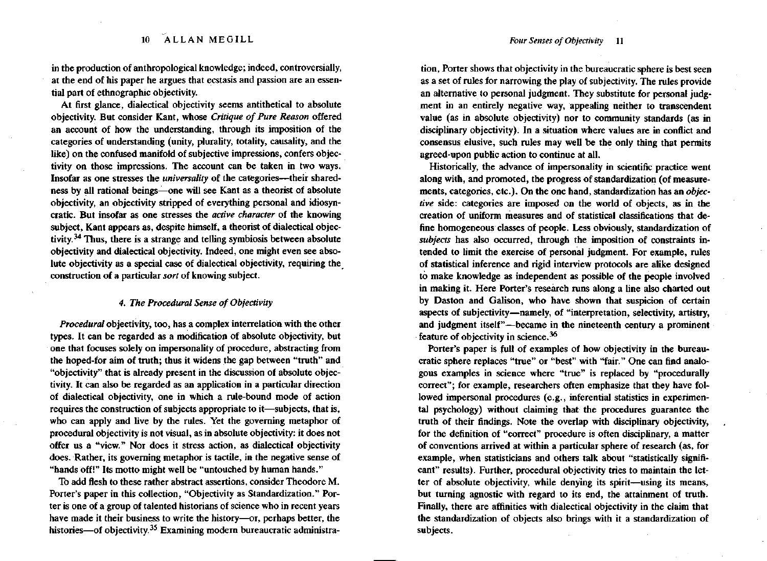in the production of anthropological knowledge; indeed, controversially, at the end of his paper he argues that ecstasis and passion are an essential part of ethnographic objectivity.

At first glance, dialectical objectivity seems antithetical to absolute objectivity. But consider Kant, whose *Critique of Pure Reason* offered an account of how the understanding, through its imposition of the categories of understanding (unity, plurality, totality, causality, and the like) on the confused manifold of subjective impressions, confers objectivity on those impressions. The account can be taken in two ways. Insofar as one stresses the *universality* of the categories—their sharedness by all rational beings—one will see Kant as a theorist of absolute objectivity, an objectivity stripped of everything personal and idiosyncratic. But insofar as one stresses the *active character* of the knowing subject, Kant appears as, despite himself, a theorist of dialectical objectivity.[34] Thus, there is a strange and telling symbiosis between absolute objectivity and dialectical objectivity. Indeed, one might even see absolute objectivity as a special case of dialectical objectivity, requiring the construction of a particular *sort* of knowing subject.

### *4. The Procedural Sense of Objectivity*

*Procedural* objectivity, too, has a complex interrelation with the other types. It can be regarded as a modification of absolute objectivity, but one that focuses solely on impersonality of procedure, abstracting from the hoped-for aim of truth; thus it widens the gap between "truth" and "objectivity" that is already present in the discussion of absolute objectivity. It can also be regarded as an application in a particular direction of dialectical objectivity, one in which a rule-bound mode of action requires the construction of subjects appropriate to it—subjects, that is, who can apply and live by the rules. Yet the governing metaphor of procedural objectivity is not visual, as in absolute objectivity: it does not offer us a "view." Nor does it stress action, as dialectical objectivity does. Rather, its governing metaphor is tactile, in the negative sense of "hands off!" Its motto might well be "untouched by human hands."

To add flesh to these rather abstract assertions, consider Theodore M. Porter's paper in this collection, "Objectivity as Standardization." Porter is one of a group of talented historians of science who in recent years have made it their business to write the history—or, perhaps better, the histories—of objectivity.[35] Examining modern bureaucratic administration, Porter shows that objectivity in the bureaucratic sphere is best seen as a set of rules for narrowing the play of subjectivity. The rules provide an alternative to personal judgment. They substitute for personal judgment in an entirely negative way, appealing neither to transcendent value (as in absolute objectivity) nor to community standards (as in disciplinary objectivity). In a situation where values are in conflict and consensus elusive, such rules may well be the only thing that permits agreed-upon public action to continue at all.

Historically, the advance of impersonality in scientific practice went along with, and promoted, the progress of standardization (of measurements, categories, etc.). On the one hand, standardization has an *objective* side: categories are imposed on the world of objects, as in the creation of uniform measures and of statistical classifications that define homogeneous classes of people. Less obviously, standardization of *subjects* has also occurred, through the imposition of constraints intended to limit the exercise of personal judgment. For example, rules of statistical inference and rigid interview protocols are alike designed to make knowledge as independent as possible of the people involved in making it. Here Porter's research runs along a line also charted out by Daston and Galison, who have shown that suspicion of certain aspects of subjectivity—namely, of "interpretation, selectivity, artistry, and judgment itself"—became in the nineteenth century a prominent feature of objectivity in science.[36]

Porter's paper is full of examples of how objectivity in the bureaucratic sphere replaces "true" or "best" with "fair." One can find analogous examples in science where "true" is replaced by "procedurally correct"; for example, researchers often emphasize that they have followed impersonal procedures (e.g., inferential statistics in experimental psychology) without claiming that the procedures guarantee the truth of their findings. Note the overlap with disciplinary objectivity, for the definition of "correct" procedure is often disciplinary, a matter of conventions arrived at within a particular sphere of research (as, for example, when statisticians and others talk about "statistically significant" results). Further, procedural objectivity tries to maintain the letter of absolute objectivity, while denying its spirit—using its means, but turning agnostic with regard to its end, the attainment of truth. Finally, there are affinities with dialectical objectivity in the claim that the standardization of objects also brings with it a standardization of subjects.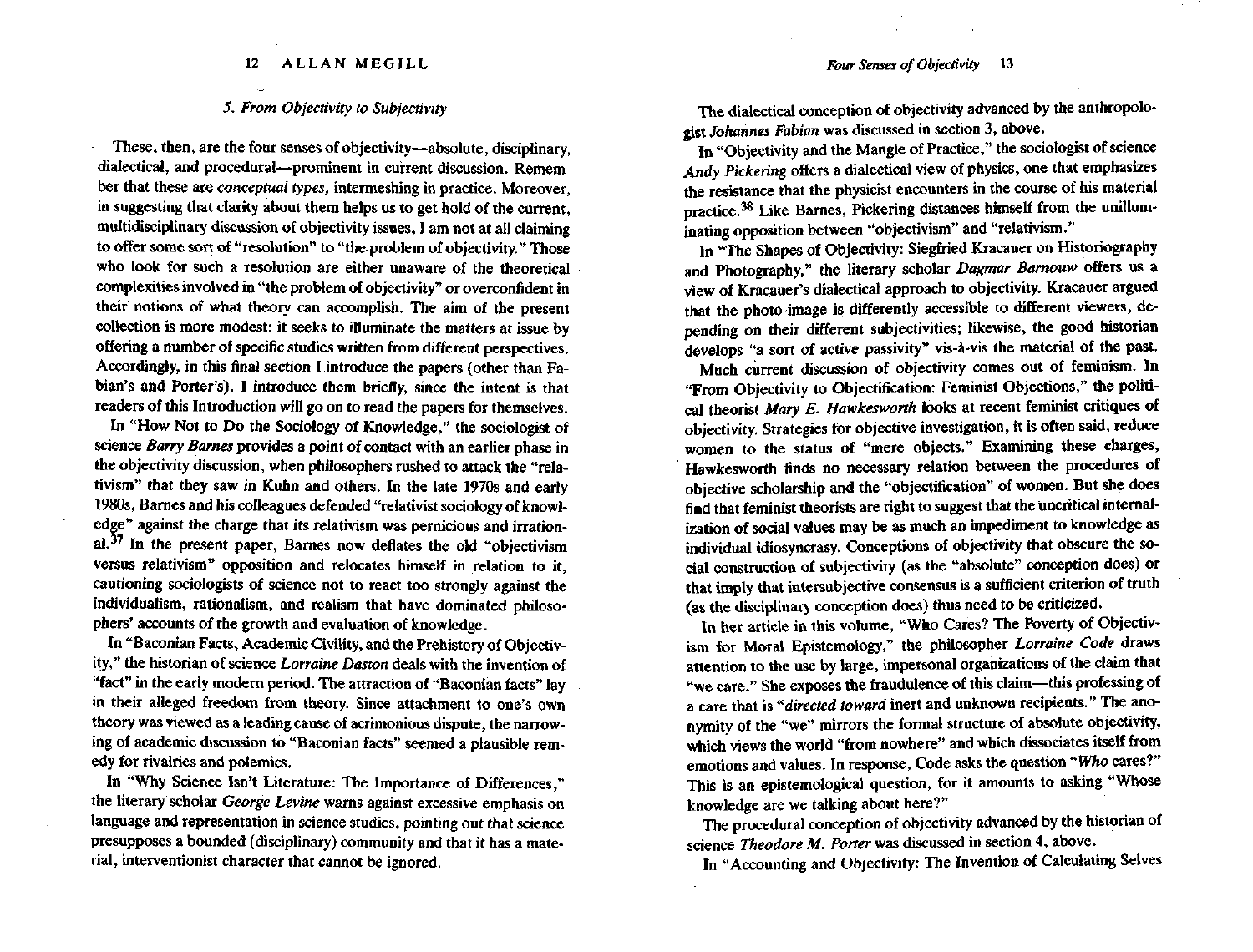### 5. *From Objectivity to Subjectivity*

These, then, are the four senses of objectivity—absolute, disciplinary, dialectical, and procedural—prominent in current discussion. Remember that these are *conceptual types*, intermeshing in practice. Moreover, in suggesting that clarity about them helps us to get hold of the current, multidisciplinary discussion of objectivity issues, I am not at all claiming to offer some sort of "resolution" to "the problem of objectivity." Those who look for such a resolution are either unaware of the theoretical complexities involved in "the problem of objectivity" or overconfident in their notions of what theory can accomplish. The aim of the present collection is more modest: it seeks to illuminate the matters at issue by offering a number of specific studies written from different perspectives. Accordingly, in this final section I introduce the papers (other than Fabian's and Porter's). I introduce them briefly, since the intent is that readers of this Introduction will go on to read the papers for themselves.

In "How Not to Do the Sociology of Knowledge," the sociologist of science *Barry Barnes* provides a point of contact with an earlier phase in the objectivity discussion, when philosophers rushed to attack the "relativism" that they saw in Kuhn and others. In the late 1970s and early 1980s, Barnes and his colleagues defended "relativist sociology of knowledge" against the charge that its relativism was pernicious and irrational.[37] In the present paper, Barnes now deflates the old "objectivism versus relativism" opposition and relocates himself in relation to it, cautioning sociologists of science not to react too strongly against the individualism, rationalism, and realism that have dominated philosophers' accounts of the growth and evaluation of knowledge.

In "Baconian Facts, Academic Civility, and the Prehistory of Objectivity," the historian of science *Lorraine Daston* deals with the invention of "fact" in the early modern period. The attraction of "Baconian facts" lay in their alleged freedom from theory. Since attachment to one's own theory was viewed as a leading cause of acrimonious dispute, the narrowing of academic discussion to "Baconian facts" seemed a plausible remedy for rivalries and polemics.

In "Why Science Isn't Literature: The Importance of Differences," the literary scholar *George Levine* warns against excessive emphasis on language and representation in science studies, pointing out that science presupposes a bounded (disciplinary) community and that it has a material, interventionist character that cannot be ignored.

The dialectical conception of objectivity advanced by the anthropologist *Johannes Fabian* was discussed in section 3, above.

In "Objectivity and the Mangle of Practice," the sociologist of science *Andy Pickering* offers a dialectical view of physics, one that emphasizes the resistance that the physicist encounters in the course of his material practice.[38] Like Barnes, Pickering distances himself from the unilluminating opposition between "objectivism" and "relativism."

In "The Shapes of Objectivity: Siegfried Kracauer on Historiography and Photography," the literary scholar *Dagmar Barnouw* offers us a view of Kracauer's dialectical approach to objectivity. Kracauer argued that the photo-image is differently accessible to different viewers, depending on their different subjectivities; likewise, the good historian develops "a sort of active passivity" vis-à-vis the material of the past.

Much current discussion of objectivity comes out of feminism. In "From Objectivity to Objectification: Feminist Objections," the political theorist *Mary E. Hawkesworth* looks at recent feminist critiques of objectivity. Strategies for objective investigation, it is often said, reduce women to the status of "mere objects." Examining these charges, Hawkesworth finds no necessary relation between the procedures of objective scholarship and the "objectification" of women. But she does find that feminist theorists are right to suggest that the uncritical internalization of social values may be as much an impediment to knowledge as individual idiosyncrasy. Conceptions of objectivity that obscure the social construction of subjectivity (as the "absolute" conception does) or that imply that intersubjective consensus is a sufficient criterion of truth (as the disciplinary conception does) thus need to be criticized.

In her article in this volume, "Who Cares? The Poverty of Objectivism for Moral Epistemology," the philosopher *Lorraine Code* draws attention to the use by large, impersonal organizations of the claim that "we care." She exposes the fraudulence of this claim—this professing of a care that is "*directed toward* inert and unknown recipients." The anonymity of the "we" mirrors the formal structure of absolute objectivity, which views the world "from nowhere" and which dissociates itself from emotions and values. In response, Code asks the question "*Who* cares?" This is an epistemological question, for it amounts to asking "Whose knowledge are we talking about here?"

The procedural conception of objectivity advanced by the historian of science *Theodore M. Porter* was discussed in section 4, above.

In "Accounting and Objectivity: The Invention of Calculating Selves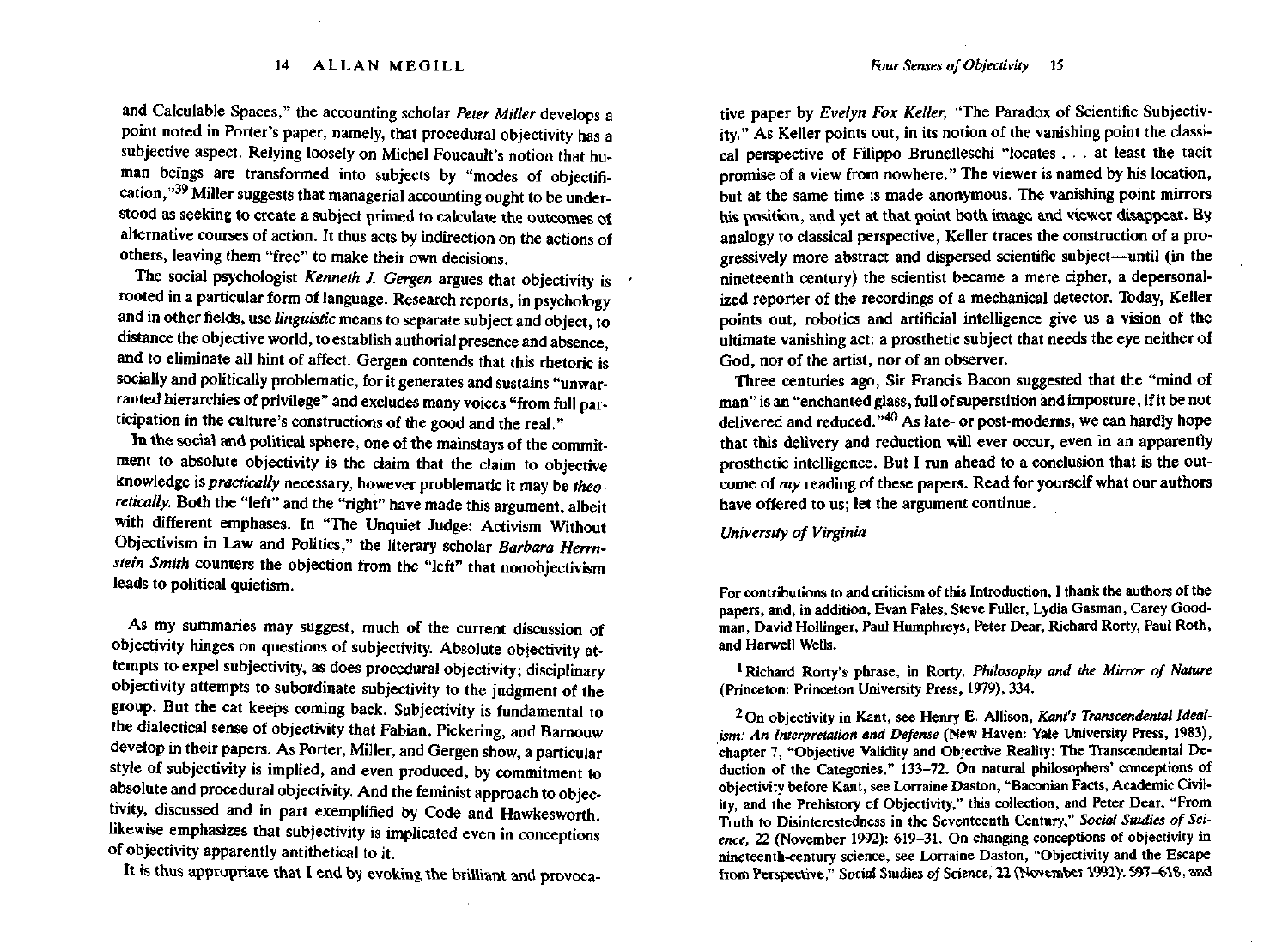and Calculable Spaces," the accounting scholar *Peter Miller* develops a point noted in Porter's paper, namely, that procedural objectivity has a subjective aspect. Relying loosely on Michel Foucault's notion that human beings are transformed into subjects by "modes of objectification,"[39] Miller suggests that managerial accounting ought to be understood as seeking to create a subject primed to calculate the outcomes of alternative courses of action. It thus acts by indirection on the actions of others, leaving them "free" to make their own decisions.

The social psychologist *Kenneth J. Gergen* argues that objectivity is rooted in a particular form of language. Research reports, in psychology and in other fields, use *linguistic* means to separate subject and object, to distance the objective world, to establish authorial presence and absence, and to eliminate all hint of affect. Gergen contends that this rhetoric is socially and politically problematic, for it generates and sustains "unwarranted hierarchies of privilege" and excludes many voices "from full participation in the culture's constructions of the good and the real."

In the social and political sphere, one of the mainstays of the commitment to absolute objectivity is the claim that the claim to objective knowledge is *practically* necessary, however problematic it may be *theoretically*. Both the "left" and the "right" have made this argument, albeit with different emphases. In "The Unquiet Judge: Activism Without Objectivism in Law and Politics," the literary scholar *Barbara Herrnstein Smith* counters the objection from the "left" that nonobjectivism leads to political quietism.

As my summaries may suggest, much of the current discussion of objectivity hinges on questions of subjectivity. Absolute objectivity attempts to expel subjectivity, as does procedural objectivity; disciplinary objectivity attempts to subordinate subjectivity to the judgment of the group. But the cat keeps coming back. Subjectivity is fundamental to the dialectical sense of objectivity that Fabian, Pickering, and Barnouw develop in their papers. As Porter, Miller, and Gergen show, a particular style of subjectivity is implied, and even produced, by commitment to absolute and procedural objectivity. And the feminist approach to objectivity, discussed and in part exemplified by Code and Hawkesworth, likewise emphasizes that subjectivity is implicated even in conceptions of objectivity apparently antithetical to it.

It is thus appropriate that I end by evoking the brilliant and provocative paper by *Evelyn Fox Keller*, "The Paradox of Scientific Subjectivity." As Keller points out, in its notion of the vanishing point the classical perspective of Filippo Brunelleschi "locates . . . at least the tacit promise of a view from nowhere." The viewer is named by his location, but at the same time is made anonymous. The vanishing point mirrors his position, and yet at that point both image and viewer disappear. By analogy to classical perspective, Keller traces the construction of a progressively more abstract and dispersed scientific subject—until (in the nineteenth century) the scientist became a mere cipher, a depersonalized reporter of the recordings of a mechanical detector. Today, Keller points out, robotics and artificial intelligence give us a vision of the ultimate vanishing act: a prosthetic subject that needs the eye neither of God, nor of the artist, nor of an observer.

Three centuries ago, Sir Francis Bacon suggested that the "mind of man" is an "enchanted glass, full of superstition and imposture, if it be not delivered and reduced."[40] As late- or post-moderns, we can hardly hope that this delivery and reduction will ever occur, even in an apparently prosthetic intelligence. But I run ahead to a conclusion that is the outcome of *my* reading of these papers. Read for yourself what our authors have offered to us; let the argument continue.

*University of Virginia*

For contributions to and criticism of this Introduction, I thank the authors of the papers, and, in addition, Evan Fales, Steve Fuller, Lydia Gasman, Carey Goodman, David Hollinger, Paul Humphreys, Peter Dear, Richard Rorty, Paul Roth, and Harwell Wells.

[1] Richard Rorty's phrase, in Rorty, *Philosophy and the Mirror of Nature* (Princeton: Princeton University Press, 1979), 334.

[2] On objectivity in Kant, see Henry E. Allison, *Kant's Transcendental Idealism: An Interpretation and Defense* (New Haven: Yale University Press, 1983), chapter 7, "Objective Validity and Objective Reality: The Transcendental Deduction of the Categories," 133–72. On natural philosophers' conceptions of objectivity before Kant, see Lorraine Daston, "Baconian Facts, Academic Civility, and the Prehistory of Objectivity," this collection, and Peter Dear, "From Truth to Disinterestedness in the Seventeenth Century," *Social Studies of Science*, 22 (November 1992): 619–31. On changing conceptions of objectivity in nineteenth-century science, see Lorraine Daston, "Objectivity and the Escape from Perspective," *Social Studies of Science*, 22 (November 1992): 597–618, and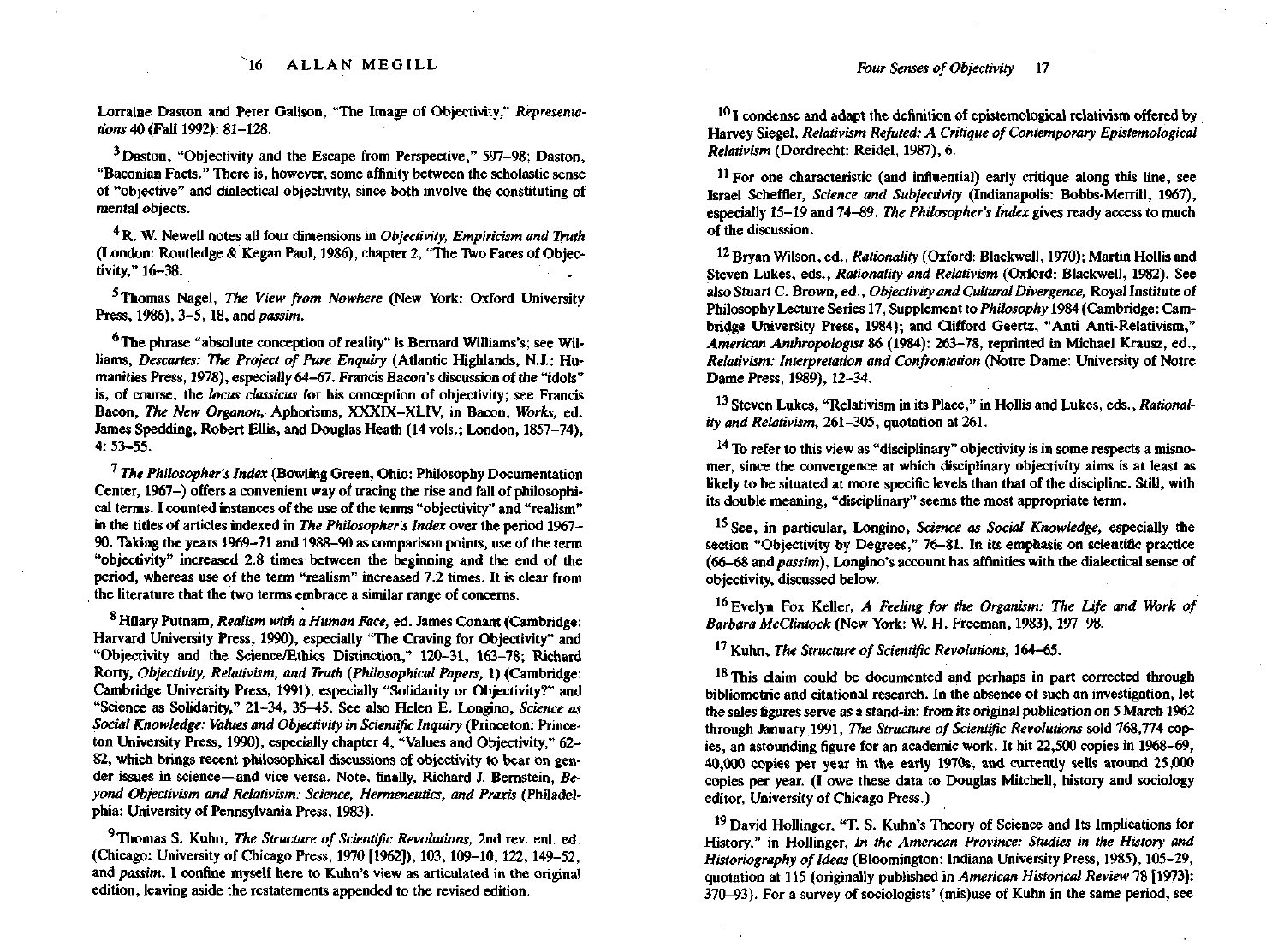Lorraine Daston and Peter Galison, "The Image of Objectivity," *Representations* 40 (Fall 1992): 81–128.

[3] Daston, "Objectivity and the Escape from Perspective," 597–98; Daston, "Baconian Facts." There is, however, some affinity between the scholastic sense of "objective" and dialectical objectivity, since both involve the constituting of mental objects.

[4] R. W. Newell notes all four dimensions in *Objectivity, Empiricism and Truth* (London: Routledge & Kegan Paul, 1986), chapter 2, "The Two Faces of Objectivity," 16–38.

[5] Thomas Nagel, *The View from Nowhere* (New York: Oxford University Press, 1986), 3–5, 18, and *passim*.

[6] The phrase "absolute conception of reality" is Bernard Williams's; see Williams, *Descartes: The Project of Pure Enquiry* (Atlantic Highlands, N.J.: Humanities Press, 1978), especially 64–67. Francis Bacon's discussion of the "idols" is, of course, the *locus classicus* for his conception of objectivity; see Francis Bacon, *The New Organon*, Aphorisms, XXXIX–XLIV, in Bacon, *Works*, ed. James Spedding, Robert Ellis, and Douglas Heath (14 vols.; London, 1857–74), 4: 53–55.

[7] *The Philosopher's Index* (Bowling Green, Ohio: Philosophy Documentation Center, 1967–) offers a convenient way of tracing the rise and fall of philosophical terms. I counted instances of the use of the terms "objectivity" and "realism" in the titles of articles indexed in *The Philosopher's Index* over the period 1967–90. Taking the years 1969–71 and 1988–90 as comparison points, use of the term "objectivity" increased 2.8 times between the beginning and the end of the period, whereas use of the term "realism" increased 7.2 times. It is clear from the literature that the two terms embrace a similar range of concerns.

[8] Hilary Putnam, *Realism with a Human Face*, ed. James Conant (Cambridge: Harvard University Press, 1990), especially "The Craving for Objectivity" and "Objectivity and the Science/Ethics Distinction," 120–31, 163–78; Richard Rorty, *Objectivity, Relativism, and Truth (Philosophical Papers, 1)* (Cambridge: Cambridge University Press, 1991), especially "Solidarity or Objectivity?" and "Science as Solidarity," 21–34, 35–45. See also Helen E. Longino, *Science as Social Knowledge: Values and Objectivity in Scientific Inquiry* (Princeton: Princeton University Press, 1990), especially chapter 4, "Values and Objectivity," 62–82, which brings recent philosophical discussions of objectivity to bear on gender issues in science—and vice versa. Note, finally, Richard J. Bernstein, *Beyond Objectivism and Relativism: Science, Hermeneutics, and Praxis* (Philadelphia: University of Pennsylvania Press, 1983).

[9] Thomas S. Kuhn, *The Structure of Scientific Revolutions*, 2nd rev. enl. ed. (Chicago: University of Chicago Press, 1970 [1962]), 103, 109–10, 122, 149–52, and *passim*. I confine myself here to Kuhn's view as articulated in the original edition, leaving aside the restatements appended to the revised edition.

[10] I condense and adapt the definition of epistemological relativism offered by Harvey Siegel, *Relativism Refuted: A Critique of Contemporary Epistemological Relativism* (Dordrecht: Reidel, 1987), 6.

[11] For one characteristic (and influential) early critique along this line, see Israel Scheffler, *Science and Subjectivity* (Indianapolis: Bobbs-Merrill, 1967), especially 15–19 and 74–89. *The Philosopher's Index* gives ready access to much of the discussion.

[12] Bryan Wilson, ed., *Rationality* (Oxford: Blackwell, 1970); Martin Hollis and Steven Lukes, eds., *Rationality and Relativism* (Oxford: Blackwell, 1982). See also Stuart C. Brown, ed., *Objectivity and Cultural Divergence*, Royal Institute of Philosophy Lecture Series 17, Supplement to *Philosophy* 1984 (Cambridge: Cambridge University Press, 1984); and Clifford Geertz, "Anti Anti-Relativism," *American Anthropologist* 86 (1984): 263–78, reprinted in Michael Krausz, ed., *Relativism: Interpretation and Confrontation* (Notre Dame: University of Notre Dame Press, 1989), 12–34.

[13] Steven Lukes, "Relativism in its Place," in Hollis and Lukes, eds., *Rationality and Relativism*, 261–305, quotation at 261.

[14] To refer to this view as "disciplinary" objectivity is in some respects a misnomer, since the convergence at which disciplinary objectivity aims is at least as likely to be situated at more specific levels than that of the discipline. Still, with its double meaning, "disciplinary" seems the most appropriate term.

[15] See, in particular, Longino, *Science as Social Knowledge*, especially the section "Objectivity by Degrees," 76–81. In its emphasis on scientific practice (66–68 and *passim*), Longino's account has affinities with the dialectical sense of objectivity, discussed below.

[16] Evelyn Fox Keller, *A Feeling for the Organism: The Life and Work of Barbara McClintock* (New York: W. H. Freeman, 1983), 197–98.

[17] Kuhn, *The Structure of Scientific Revolutions*, 164–65.

[18] This claim could be documented and perhaps in part corrected through bibliometric and citational research. In the absence of such an investigation, let the sales figures serve as a stand-in: from its original publication on 5 March 1962 through January 1991, *The Structure of Scientific Revolutions* sold 768,774 copies, an astounding figure for an academic work. It hit 22,500 copies in 1968–69, 40,000 copies per year in the early 1970s, and currently sells around 25,000 copies per year. (I owe these data to Douglas Mitchell, history and sociology editor, University of Chicago Press.)

[19] David Hollinger, "T. S. Kuhn's Theory of Science and Its Implications for History," in Hollinger, *In the American Province: Studies in the History and Historiography of Ideas* (Bloomington: Indiana University Press, 1985), 105–29, quotation at 115 (originally published in *American Historical Review* 78 [1973]: 370–93). For a survey of sociologists' (mis)use of Kuhn in the same period, see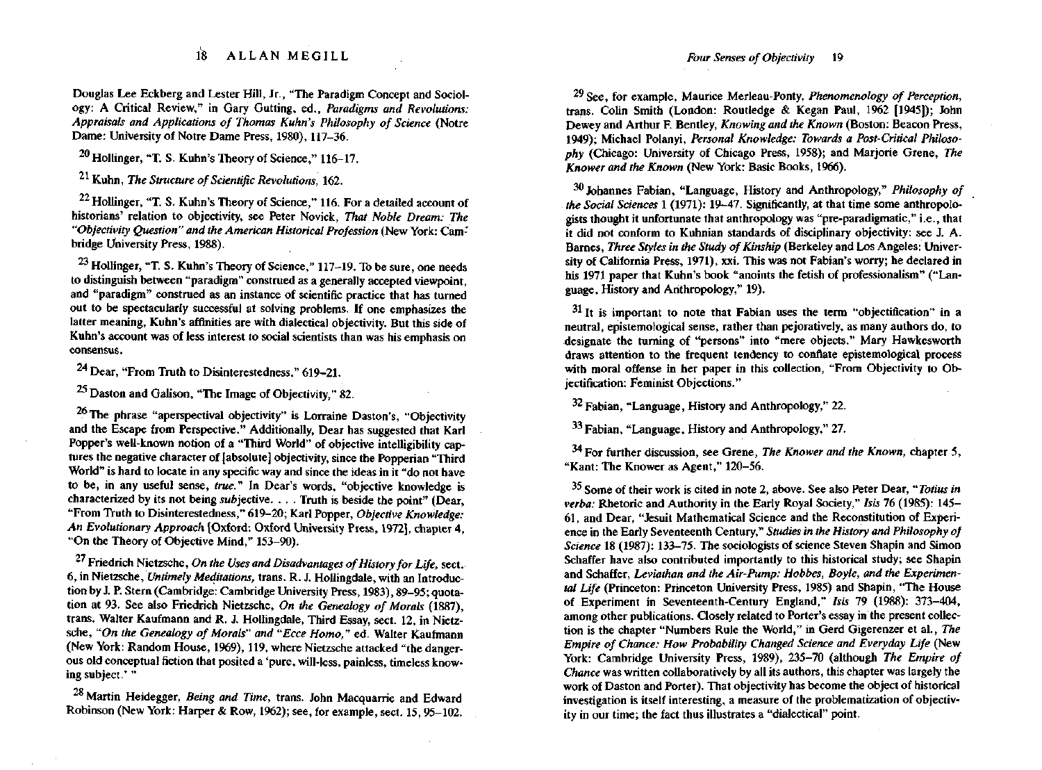Douglas Lee Eckberg and Lester Hill, Jr., "The Paradigm Concept and Sociology: A Critical Review," in Gary Gutting, ed., *Paradigms and Revolutions: Appraisals and Applications of Thomas Kuhn's Philosophy of Science* (Notre Dame: University of Notre Dame Press, 1980), 117–36.

[20] Hollinger, "T. S. Kuhn's Theory of Science," 116–17.

[21] Kuhn, *The Structure of Scientific Revolutions*, 162.

[22] Hollinger, "T. S. Kuhn's Theory of Science," 116. For a detailed account of historians' relation to objectivity, see Peter Novick, *That Noble Dream: The "Objectivity Question" and the American Historical Profession* (New York: Cambridge University Press, 1988).

[23] Hollinger, "T. S. Kuhn's Theory of Science," 117–19. To be sure, one needs to distinguish between "paradigm" construed as a generally accepted viewpoint, and "paradigm" construed as an instance of scientific practice that has turned out to be spectacularly successful at solving problems. If one emphasizes the latter meaning, Kuhn's affinities are with dialectical objectivity. But this side of Kuhn's account was of less interest to social scientists than was his emphasis on consensus.

[24] Dear, "From Truth to Disinterestedness," 619–21.

[25] Daston and Galison, "The Image of Objectivity," 82.

[26] The phrase "aperspectival objectivity" is Lorraine Daston's, "Objectivity and the Escape from Perspective." Additionally, Dear has suggested that Karl Popper's well-known notion of a "Third World" of objective intelligibility captures the negative character of [absolute] objectivity, since the Popperian "Third World" is hard to locate in any specific way and since the ideas in it "do not have to be, in any useful sense, *true*." In Dear's words, "objective knowledge is characterized by its not being *subjective*. . . . Truth is beside the point" (Dear, "From Truth to Disinterestedness," 619–20; Karl Popper, *Objective Knowledge: An Evolutionary Approach* [Oxford: Oxford University Press, 1972], chapter 4, "On the Theory of Objective Mind," 153–90).

[27] Friedrich Nietzsche, *On the Uses and Disadvantages of History for Life*, sect. 6, in Nietzsche, *Untimely Meditations*, trans. R. J. Hollingdale, with an Introduction by J. P. Stern (Cambridge: Cambridge University Press, 1983), 89–95; quotation at 93. See also Friedrich Nietzsche, *On the Genealogy of Morals* (1887), trans. Walter Kaufmann and R. J. Hollingdale, Third Essay, sect. 12, in Nietzsche, *"On the Genealogy of Morals" and "Ecce Homo,"* ed. Walter Kaufmann (New York: Random House, 1969), 119, where Nietzsche attacked "the dangerous old conceptual fiction that posited a 'pure, will-less, painless, timeless knowing subject.' "

[28] Martin Heidegger, *Being and Time*, trans. John Macquarrie and Edward Robinson (New York: Harper & Row, 1962); see, for example, sect. 15, 95–102.

[29] See, for example, Maurice Merleau-Ponty, *Phenomenology of Perception*, trans. Colin Smith (London: Routledge & Kegan Paul, 1962 [1945]); John Dewey and Arthur F. Bentley, *Knowing and the Known* (Boston: Beacon Press, 1949); Michael Polanyi, *Personal Knowledge: Towards a Post-Critical Philosophy* (Chicago: University of Chicago Press, 1958); and Marjorie Grene, *The Knower and the Known* (New York: Basic Books, 1966).

[30] Johannes Fabian, "Language, History and Anthropology," *Philosophy of the Social Sciences* 1 (1971): 19–47. Significantly, at that time some anthropologists thought it unfortunate that anthropology was "pre-paradigmatic," i.e., that it did not conform to Kuhnian standards of disciplinary objectivity: see J. A. Barnes, *Three Styles in the Study of Kinship* (Berkeley and Los Angeles: University of California Press, 1971), xxi. This was not Fabian's worry; he declared in his 1971 paper that Kuhn's book "anoints the fetish of professionalism" ("Language, History and Anthropology," 19).

[31] It is important to note that Fabian uses the term "objectification" in a neutral, epistemological sense, rather than pejoratively, as many authors do, to designate the turning of "persons" into "mere objects." Mary Hawkesworth draws attention to the frequent tendency to conflate epistemological process with moral offense in her paper in this collection, "From Objectivity to Objectification: Feminist Objections."

[32] Fabian, "Language, History and Anthropology," 22.

[33] Fabian, "Language, History and Anthropology," 27.

[34] For further discussion, see Grene, *The Knower and the Known*, chapter 5, "Kant: The Knower as Agent," 120–56.

[35] Some of their work is cited in note 2, above. See also Peter Dear, "*Totius in verba:* Rhetoric and Authority in the Early Royal Society," *Isis* 76 (1985): 145–61, and Dear, "Jesuit Mathematical Science and the Reconstitution of Experience in the Early Seventeenth Century," *Studies in the History and Philosophy of Science* 18 (1987): 133–75. The sociologists of science Steven Shapin and Simon Schaffer have also contributed importantly to this historical study; see Shapin and Schaffer, *Leviathan and the Air-Pump: Hobbes, Boyle, and the Experimental Life* (Princeton: Princeton University Press, 1985) and Shapin, "The House of Experiment in Seventeenth-Century England," *Isis* 79 (1988): 373–404, among other publications. Closely related to Porter's essay in the present collection is the chapter "Numbers Rule the World," in Gerd Gigerenzer et al., *The Empire of Chance: How Probability Changed Science and Everyday Life* (New York: Cambridge University Press, 1989), 235–70 (although *The Empire of Chance* was written collaboratively by all its authors, this chapter was largely the work of Daston and Porter). That objectivity has become the object of historical investigation is itself interesting, a measure of the problematization of objectivity in our time; the fact thus illustrates a "dialectical" point.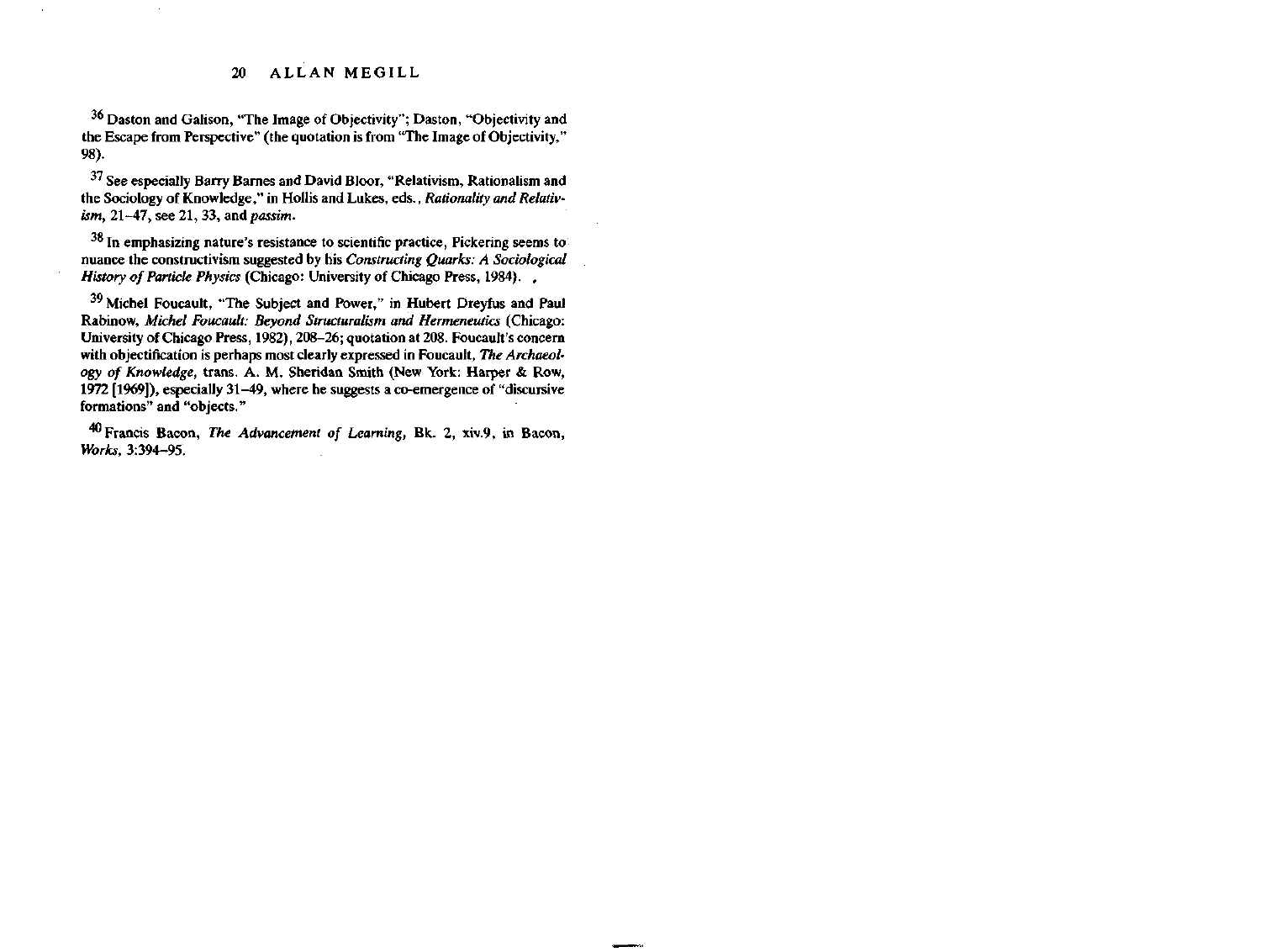[36] Daston and Galison, "The Image of Objectivity"; Daston, "Objectivity and the Escape from Perspective" (the quotation is from "The Image of Objectivity," 98).

[37] See especially Barry Barnes and David Bloor, "Relativism, Rationalism and the Sociology of Knowledge," in Hollis and Lukes, eds., *Rationality and Relativism*, 21–47, see 21, 33, and *passim*.

[38] In emphasizing nature's resistance to scientific practice, Pickering seems to nuance the constructivism suggested by his *Constructing Quarks: A Sociological History of Particle Physics* (Chicago: University of Chicago Press, 1984).

[39] Michel Foucault, "The Subject and Power," in Hubert Dreyfus and Paul Rabinow, *Michel Foucault: Beyond Structuralism and Hermeneutics* (Chicago: University of Chicago Press, 1982), 208–26; quotation at 208. Foucault's concern with objectification is perhaps most clearly expressed in Foucault, *The Archaeology of Knowledge*, trans. A. M. Sheridan Smith (New York: Harper & Row, 1972 [1969]), especially 31–49, where he suggests a co-emergence of "discursive formations" and "objects."

[40] Francis Bacon, *The Advancement of Learning*, Bk. 2, xiv.9, in Bacon, *Works*, 3:394–95.